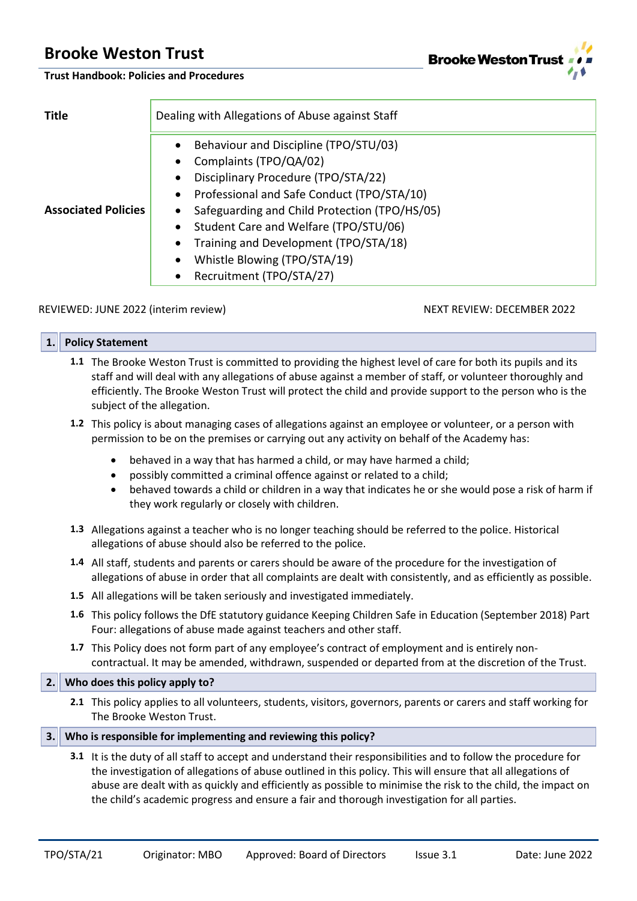# Brooke Weston Trust

**Trust Handbook: Policies and Procedures**

| | |
|---|---|
| **Title** | Dealing with Allegations of Abuse against Staff |
| **Associated Policies** | • Behaviour and Discipline (TPO/STU/03)<br>• Complaints (TPO/QA/02)<br>• Disciplinary Procedure (TPO/STA/22)<br>• Professional and Safe Conduct (TPO/STA/10)<br>• Safeguarding and Child Protection (TPO/HS/05)<br>• Student Care and Welfare (TPO/STU/06)<br>• Training and Development (TPO/STA/18)<br>• Whistle Blowing (TPO/STA/19)<br>• Recruitment (TPO/STA/27) |

REVIEWED: JUNE 2022 (interim review) NEXT REVIEW: DECEMBER 2022

## 1. Policy Statement

**1.1** The Brooke Weston Trust is committed to providing the highest level of care for both its pupils and its staff and will deal with any allegations of abuse against a member of staff, or volunteer thoroughly and efficiently. The Brooke Weston Trust will protect the child and provide support to the person who is the subject of the allegation.

**1.2** This policy is about managing cases of allegations against an employee or volunteer, or a person with permission to be on the premises or carrying out any activity on behalf of the Academy has:

- behaved in a way that has harmed a child, or may have harmed a child;
- possibly committed a criminal offence against or related to a child;
- behaved towards a child or children in a way that indicates he or she would pose a risk of harm if they work regularly or closely with children.

**1.3** Allegations against a teacher who is no longer teaching should be referred to the police. Historical allegations of abuse should also be referred to the police.

**1.4** All staff, students and parents or carers should be aware of the procedure for the investigation of allegations of abuse in order that all complaints are dealt with consistently, and as efficiently as possible.

**1.5** All allegations will be taken seriously and investigated immediately.

**1.6** This policy follows the DfE statutory guidance Keeping Children Safe in Education (September 2018) Part Four: allegations of abuse made against teachers and other staff.

**1.7** This Policy does not form part of any employee's contract of employment and is entirely non-contractual. It may be amended, withdrawn, suspended or departed from at the discretion of the Trust.

## 2. Who does this policy apply to?

**2.1** This policy applies to all volunteers, students, visitors, governors, parents or carers and staff working for The Brooke Weston Trust.

## 3. Who is responsible for implementing and reviewing this policy?

**3.1** It is the duty of all staff to accept and understand their responsibilities and to follow the procedure for the investigation of allegations of abuse outlined in this policy. This will ensure that all allegations of abuse are dealt with as quickly and efficiently as possible to minimise the risk to the child, the impact on the child's academic progress and ensure a fair and thorough investigation for all parties.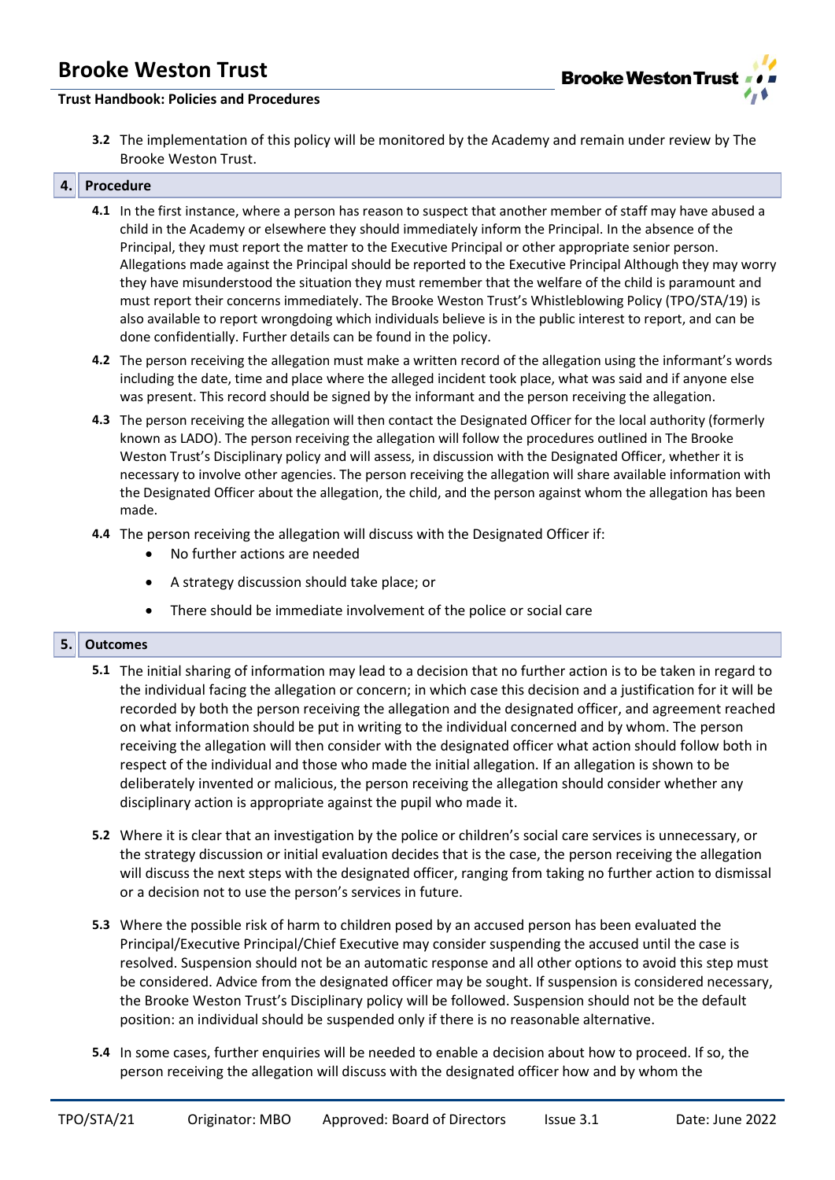**3.2** The implementation of this policy will be monitored by the Academy and remain under review by The Brooke Weston Trust.

## 4. Procedure

**4.1** In the first instance, where a person has reason to suspect that another member of staff may have abused a child in the Academy or elsewhere they should immediately inform the Principal. In the absence of the Principal, they must report the matter to the Executive Principal or other appropriate senior person. Allegations made against the Principal should be reported to the Executive Principal Although they may worry they have misunderstood the situation they must remember that the welfare of the child is paramount and must report their concerns immediately. The Brooke Weston Trust's Whistleblowing Policy (TPO/STA/19) is also available to report wrongdoing which individuals believe is in the public interest to report, and can be done confidentially. Further details can be found in the policy.

**4.2** The person receiving the allegation must make a written record of the allegation using the informant's words including the date, time and place where the alleged incident took place, what was said and if anyone else was present. This record should be signed by the informant and the person receiving the allegation.

**4.3** The person receiving the allegation will then contact the Designated Officer for the local authority (formerly known as LADO). The person receiving the allegation will follow the procedures outlined in The Brooke Weston Trust's Disciplinary policy and will assess, in discussion with the Designated Officer, whether it is necessary to involve other agencies. The person receiving the allegation will share available information with the Designated Officer about the allegation, the child, and the person against whom the allegation has been made.

**4.4** The person receiving the allegation will discuss with the Designated Officer if:

- No further actions are needed
- A strategy discussion should take place; or
- There should be immediate involvement of the police or social care

## 5. Outcomes

**5.1** The initial sharing of information may lead to a decision that no further action is to be taken in regard to the individual facing the allegation or concern; in which case this decision and a justification for it will be recorded by both the person receiving the allegation and the designated officer, and agreement reached on what information should be put in writing to the individual concerned and by whom. The person receiving the allegation will then consider with the designated officer what action should follow both in respect of the individual and those who made the initial allegation. If an allegation is shown to be deliberately invented or malicious, the person receiving the allegation should consider whether any disciplinary action is appropriate against the pupil who made it.

**5.2** Where it is clear that an investigation by the police or children's social care services is unnecessary, or the strategy discussion or initial evaluation decides that is the case, the person receiving the allegation will discuss the next steps with the designated officer, ranging from taking no further action to dismissal or a decision not to use the person's services in future.

**5.3** Where the possible risk of harm to children posed by an accused person has been evaluated the Principal/Executive Principal/Chief Executive may consider suspending the accused until the case is resolved. Suspension should not be an automatic response and all other options to avoid this step must be considered. Advice from the designated officer may be sought. If suspension is considered necessary, the Brooke Weston Trust's Disciplinary policy will be followed. Suspension should not be the default position: an individual should be suspended only if there is no reasonable alternative.

**5.4** In some cases, further enquiries will be needed to enable a decision about how to proceed. If so, the person receiving the allegation will discuss with the designated officer how and by whom the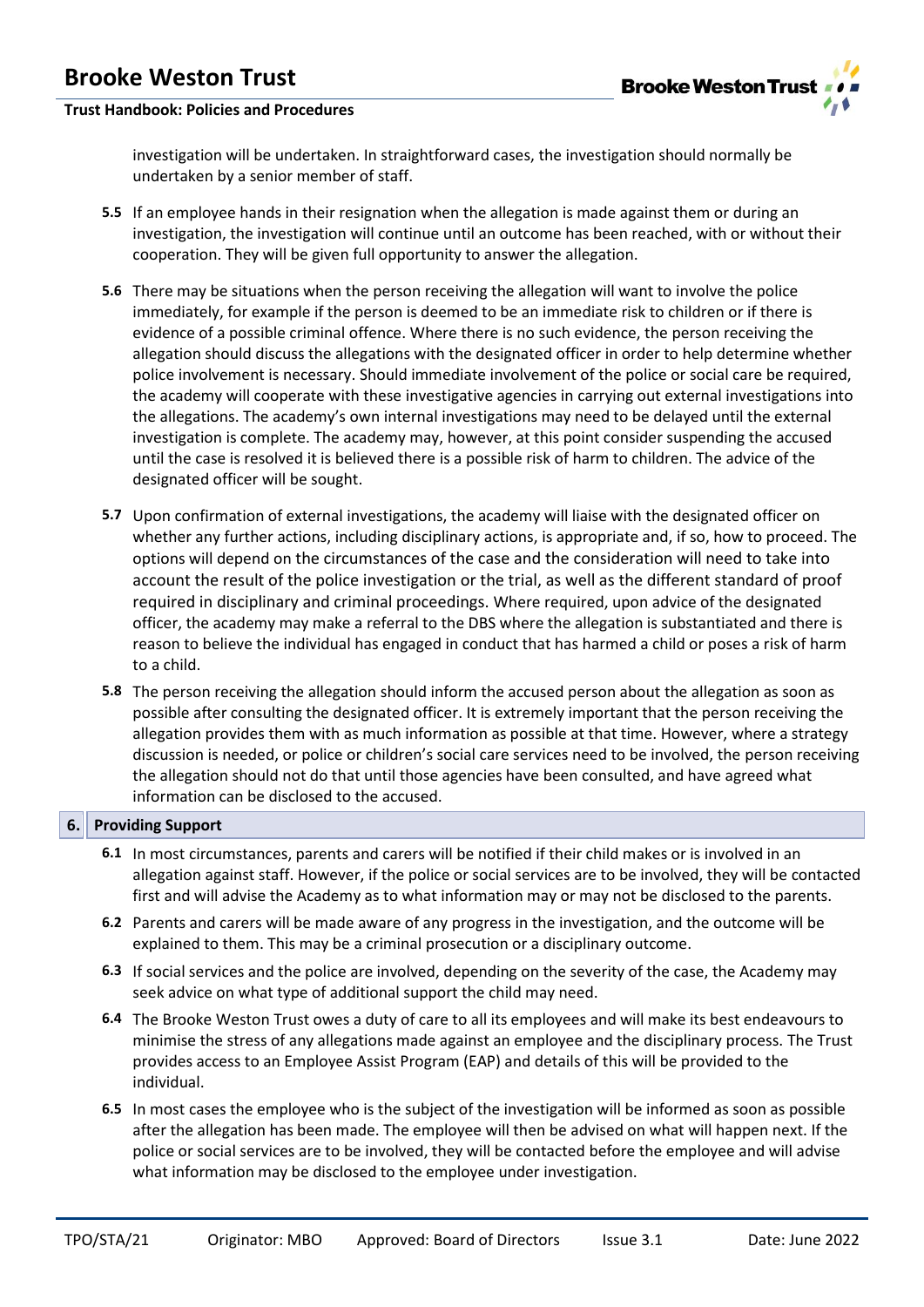investigation will be undertaken. In straightforward cases, the investigation should normally be undertaken by a senior member of staff.

**5.5** If an employee hands in their resignation when the allegation is made against them or during an investigation, the investigation will continue until an outcome has been reached, with or without their cooperation. They will be given full opportunity to answer the allegation.

**5.6** There may be situations when the person receiving the allegation will want to involve the police immediately, for example if the person is deemed to be an immediate risk to children or if there is evidence of a possible criminal offence. Where there is no such evidence, the person receiving the allegation should discuss the allegations with the designated officer in order to help determine whether police involvement is necessary. Should immediate involvement of the police or social care be required, the academy will cooperate with these investigative agencies in carrying out external investigations into the allegations. The academy's own internal investigations may need to be delayed until the external investigation is complete. The academy may, however, at this point consider suspending the accused until the case is resolved it is believed there is a possible risk of harm to children. The advice of the designated officer will be sought.

**5.7** Upon confirmation of external investigations, the academy will liaise with the designated officer on whether any further actions, including disciplinary actions, is appropriate and, if so, how to proceed. The options will depend on the circumstances of the case and the consideration will need to take into account the result of the police investigation or the trial, as well as the different standard of proof required in disciplinary and criminal proceedings. Where required, upon advice of the designated officer, the academy may make a referral to the DBS where the allegation is substantiated and there is reason to believe the individual has engaged in conduct that has harmed a child or poses a risk of harm to a child.

**5.8** The person receiving the allegation should inform the accused person about the allegation as soon as possible after consulting the designated officer. It is extremely important that the person receiving the allegation provides them with as much information as possible at that time. However, where a strategy discussion is needed, or police or children's social care services need to be involved, the person receiving the allegation should not do that until those agencies have been consulted, and have agreed what information can be disclosed to the accused.

## 6. Providing Support

**6.1** In most circumstances, parents and carers will be notified if their child makes or is involved in an allegation against staff. However, if the police or social services are to be involved, they will be contacted first and will advise the Academy as to what information may or may not be disclosed to the parents.

**6.2** Parents and carers will be made aware of any progress in the investigation, and the outcome will be explained to them. This may be a criminal prosecution or a disciplinary outcome.

**6.3** If social services and the police are involved, depending on the severity of the case, the Academy may seek advice on what type of additional support the child may need.

**6.4** The Brooke Weston Trust owes a duty of care to all its employees and will make its best endeavours to minimise the stress of any allegations made against an employee and the disciplinary process. The Trust provides access to an Employee Assist Program (EAP) and details of this will be provided to the individual.

**6.5** In most cases the employee who is the subject of the investigation will be informed as soon as possible after the allegation has been made. The employee will then be advised on what will happen next. If the police or social services are to be involved, they will be contacted before the employee and will advise what information may be disclosed to the employee under investigation.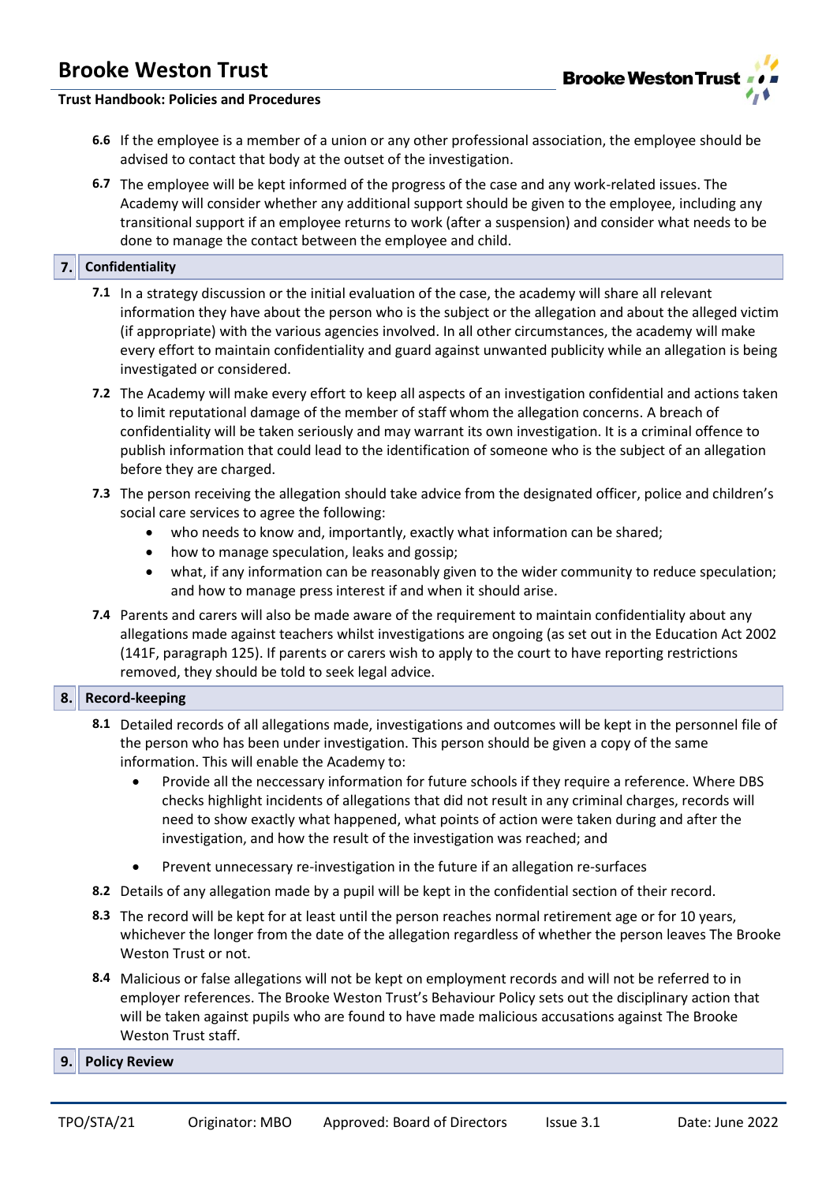**6.6** If the employee is a member of a union or any other professional association, the employee should be advised to contact that body at the outset of the investigation.

**6.7** The employee will be kept informed of the progress of the case and any work-related issues. The Academy will consider whether any additional support should be given to the employee, including any transitional support if an employee returns to work (after a suspension) and consider what needs to be done to manage the contact between the employee and child.

## 7. Confidentiality

**7.1** In a strategy discussion or the initial evaluation of the case, the academy will share all relevant information they have about the person who is the subject or the allegation and about the alleged victim (if appropriate) with the various agencies involved. In all other circumstances, the academy will make every effort to maintain confidentiality and guard against unwanted publicity while an allegation is being investigated or considered.

**7.2** The Academy will make every effort to keep all aspects of an investigation confidential and actions taken to limit reputational damage of the member of staff whom the allegation concerns. A breach of confidentiality will be taken seriously and may warrant its own investigation. It is a criminal offence to publish information that could lead to the identification of someone who is the subject of an allegation before they are charged.

**7.3** The person receiving the allegation should take advice from the designated officer, police and children's social care services to agree the following:

- who needs to know and, importantly, exactly what information can be shared;
- how to manage speculation, leaks and gossip;
- what, if any information can be reasonably given to the wider community to reduce speculation; and how to manage press interest if and when it should arise.

**7.4** Parents and carers will also be made aware of the requirement to maintain confidentiality about any allegations made against teachers whilst investigations are ongoing (as set out in the Education Act 2002 (141F, paragraph 125). If parents or carers wish to apply to the court to have reporting restrictions removed, they should be told to seek legal advice.

## 8. Record-keeping

**8.1** Detailed records of all allegations made, investigations and outcomes will be kept in the personnel file of the person who has been under investigation. This person should be given a copy of the same information. This will enable the Academy to:

- Provide all the neccessary information for future schools if they require a reference. Where DBS checks highlight incidents of allegations that did not result in any criminal charges, records will need to show exactly what happened, what points of action were taken during and after the investigation, and how the result of the investigation was reached; and
- Prevent unnecessary re-investigation in the future if an allegation re-surfaces

**8.2** Details of any allegation made by a pupil will be kept in the confidential section of their record.

**8.3** The record will be kept for at least until the person reaches normal retirement age or for 10 years, whichever the longer from the date of the allegation regardless of whether the person leaves The Brooke Weston Trust or not.

**8.4** Malicious or false allegations will not be kept on employment records and will not be referred to in employer references. The Brooke Weston Trust's Behaviour Policy sets out the disciplinary action that will be taken against pupils who are found to have made malicious accusations against The Brooke Weston Trust staff.

## 9. Policy Review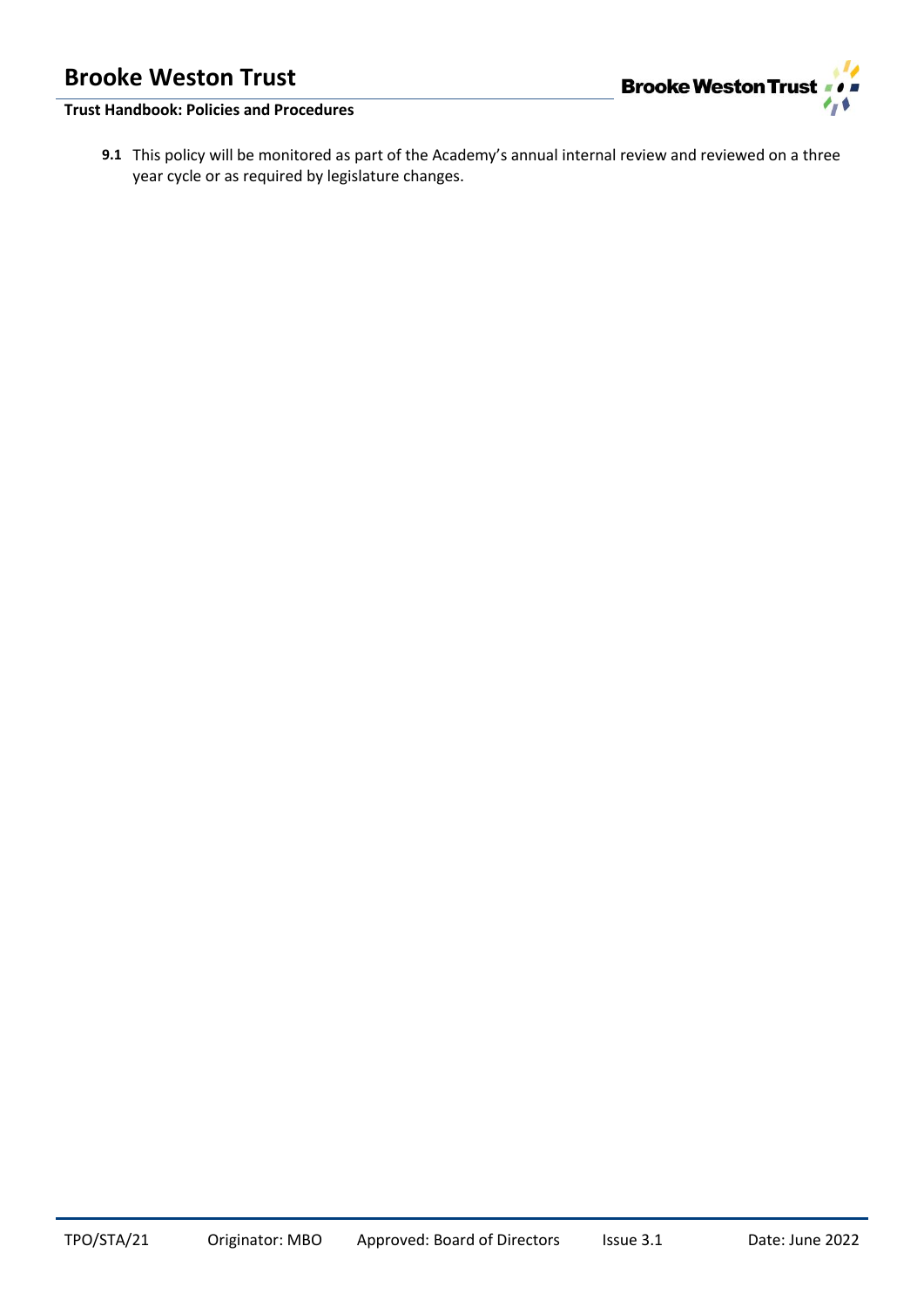**9.1** This policy will be monitored as part of the Academy's annual internal review and reviewed on a three year cycle or as required by legislature changes.